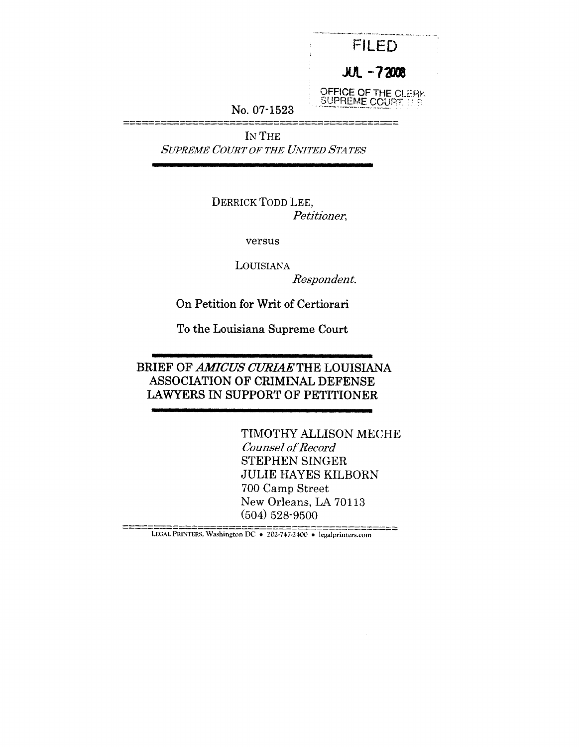FILED

JUL - 7 2008

OFFICE OF THE CLERK
SUPREME COURT, U.S.

No. 07-1523

IN THE
*SUPREME COURT OF THE UNITED STATES*

DERRICK TODD LEE,
*Petitioner,*

versus

LOUISIANA
*Respondent.*

On Petition for Writ of Certiorari

To the Louisiana Supreme Court

**BRIEF OF *AMICUS CURIAE* THE LOUISIANA ASSOCIATION OF CRIMINAL DEFENSE LAWYERS IN SUPPORT OF PETITIONER**

TIMOTHY ALLISON MECHE
*Counsel of Record*
STEPHEN SINGER
JULIE HAYES KILBORN
700 Camp Street
New Orleans, LA 70113
(504) 528-9500

LEGAL PRINTERS, Washington DC • 202-747-2400 • legalprinters.com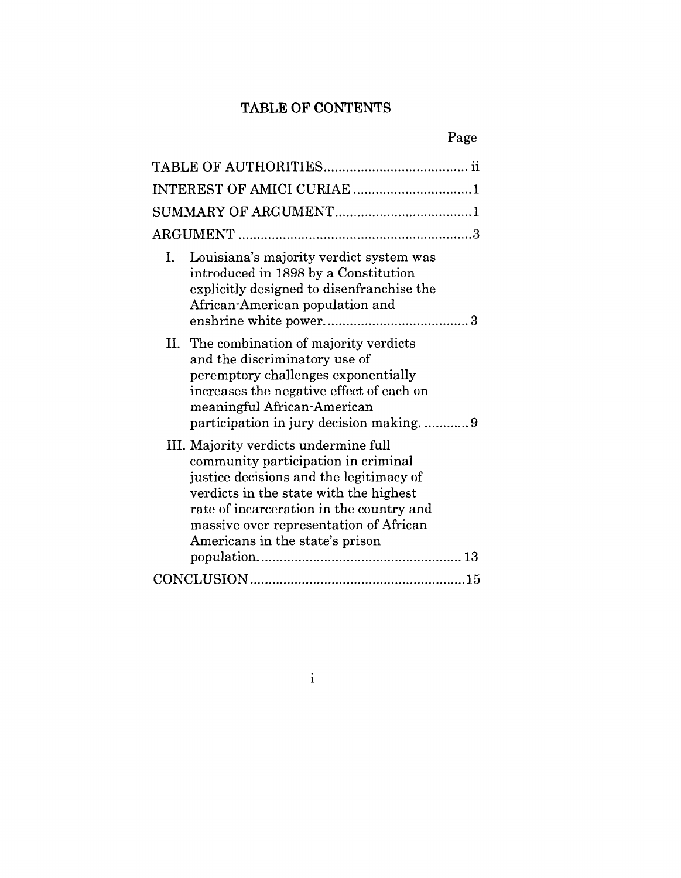# TABLE OF CONTENTS

| | Page |
|---|---|
| TABLE OF AUTHORITIES | ii |
| INTEREST OF AMICI CURIAE | 1 |
| SUMMARY OF ARGUMENT | 1 |
| ARGUMENT | 3 |
| I. Louisiana's majority verdict system was introduced in 1898 by a Constitution explicitly designed to disenfranchise the African-American population and enshrine white power. | 3 |
| II. The combination of majority verdicts and the discriminatory use of peremptory challenges exponentially increases the negative effect of each on meaningful African-American participation in jury decision making. | 9 |
| III. Majority verdicts undermine full community participation in criminal justice decisions and the legitimacy of verdicts in the state with the highest rate of incarceration in the country and massive over representation of African Americans in the state's prison population. | 13 |
| CONCLUSION | 15 |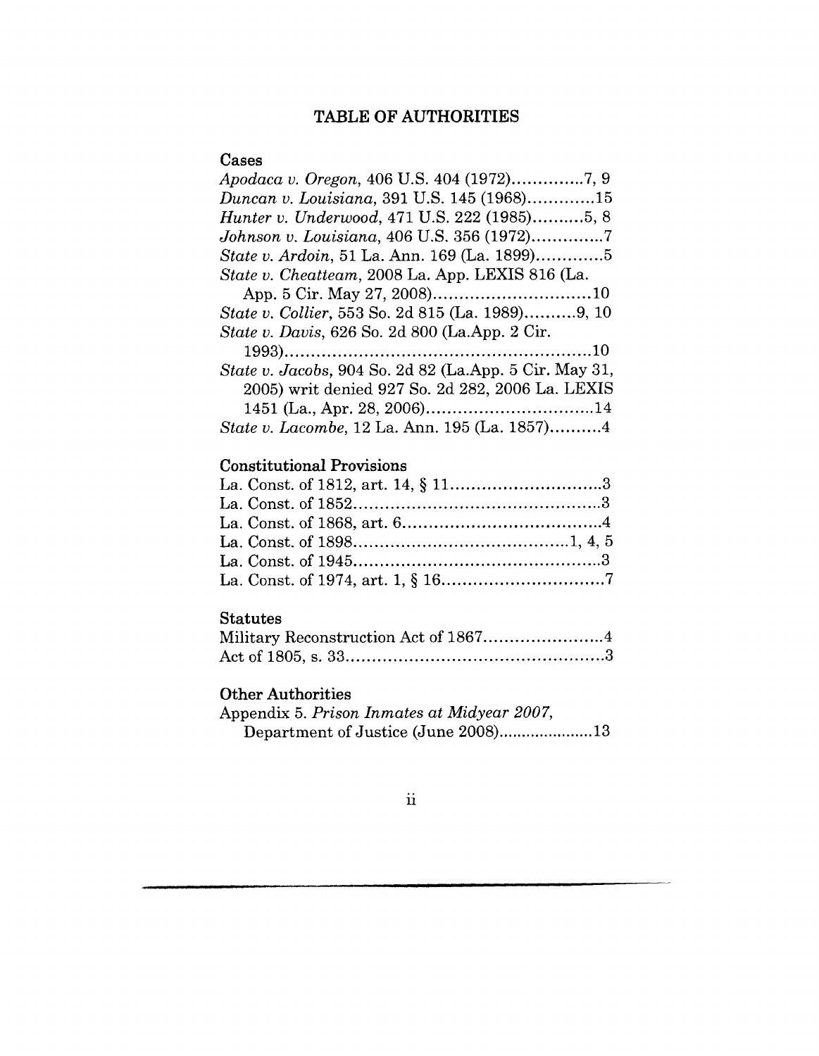# TABLE OF AUTHORITIES

## Cases

*Apodaca v. Oregon*, 406 U.S. 404 (1972)..............7, 9

*Duncan v. Louisiana*, 391 U.S. 145 (1968).............15

*Hunter v. Underwood*, 471 U.S. 222 (1985)..........5, 8

*Johnson v. Louisiana*, 406 U.S. 356 (1972)..............7

*State v. Ardoin*, 51 La. Ann. 169 (La. 1899).............5

*State v. Cheatteam*, 2008 La. App. LEXIS 816 (La. App. 5 Cir. May 27, 2008)..............................10

*State v. Collier*, 553 So. 2d 815 (La. 1989)..........9, 10

*State v. Davis*, 626 So. 2d 800 (La.App. 2 Cir. 1993)..........................................................10

*State v. Jacobs*, 904 So. 2d 82 (La.App. 5 Cir. May 31, 2005) writ denied 927 So. 2d 282, 2006 La. LEXIS 1451 (La., Apr. 28, 2006)................................14

*State v. Lacombe*, 12 La. Ann. 195 (La. 1857)..........4

## Constitutional Provisions

La. Const. of 1812, art. 14, § 11.............................3

La. Const. of 1852...............................................3

La. Const. of 1868, art. 6......................................4

La. Const. of 1898.........................................1, 4, 5

La. Const. of 1945...............................................3

La. Const. of 1974, art. 1, § 16...............................7

## Statutes

Military Reconstruction Act of 1867.......................4

Act of 1805, s. 33.................................................3

## Other Authorities

Appendix 5. *Prison Inmates at Midyear 2007*, Department of Justice (June 2008)....................13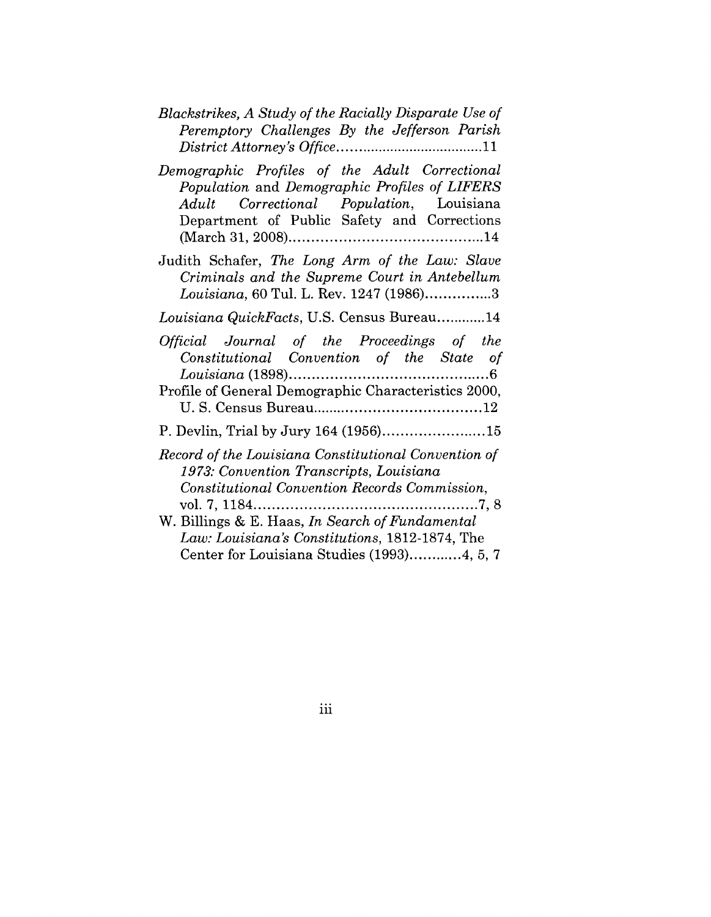*Blackstrikes, A Study of the Racially Disparate Use of Peremptory Challenges By the Jefferson Parish District Attorney's Office*....................................11

*Demographic Profiles of the Adult Correctional Population* and *Demographic Profiles of LIFERS Adult Correctional Population*, Louisiana Department of Public Safety and Corrections (March 31, 2008)..........................................14

Judith Schafer, *The Long Arm of the Law: Slave Criminals and the Supreme Court in Antebellum Louisiana*, 60 Tul. L. Rev. 1247 (1986)...............3

*Louisiana QuickFacts*, U.S. Census Bureau...........14

*Official Journal of the Proceedings of the Constitutional Convention of the State of Louisiana* (1898)............................................6

Profile of General Demographic Characteristics 2000, U. S. Census Bureau.......................................12

P. Devlin, Trial by Jury 164 (1956)......................15

*Record of the Louisiana Constitutional Convention of 1973: Convention Transcripts, Louisiana Constitutional Convention Records Commission*, vol. 7, 1184................................................7, 8

W. Billings & E. Haas, *In Search of Fundamental Law: Louisiana's Constitutions*, 1812-1874, The Center for Louisiana Studies (1993)............4, 5, 7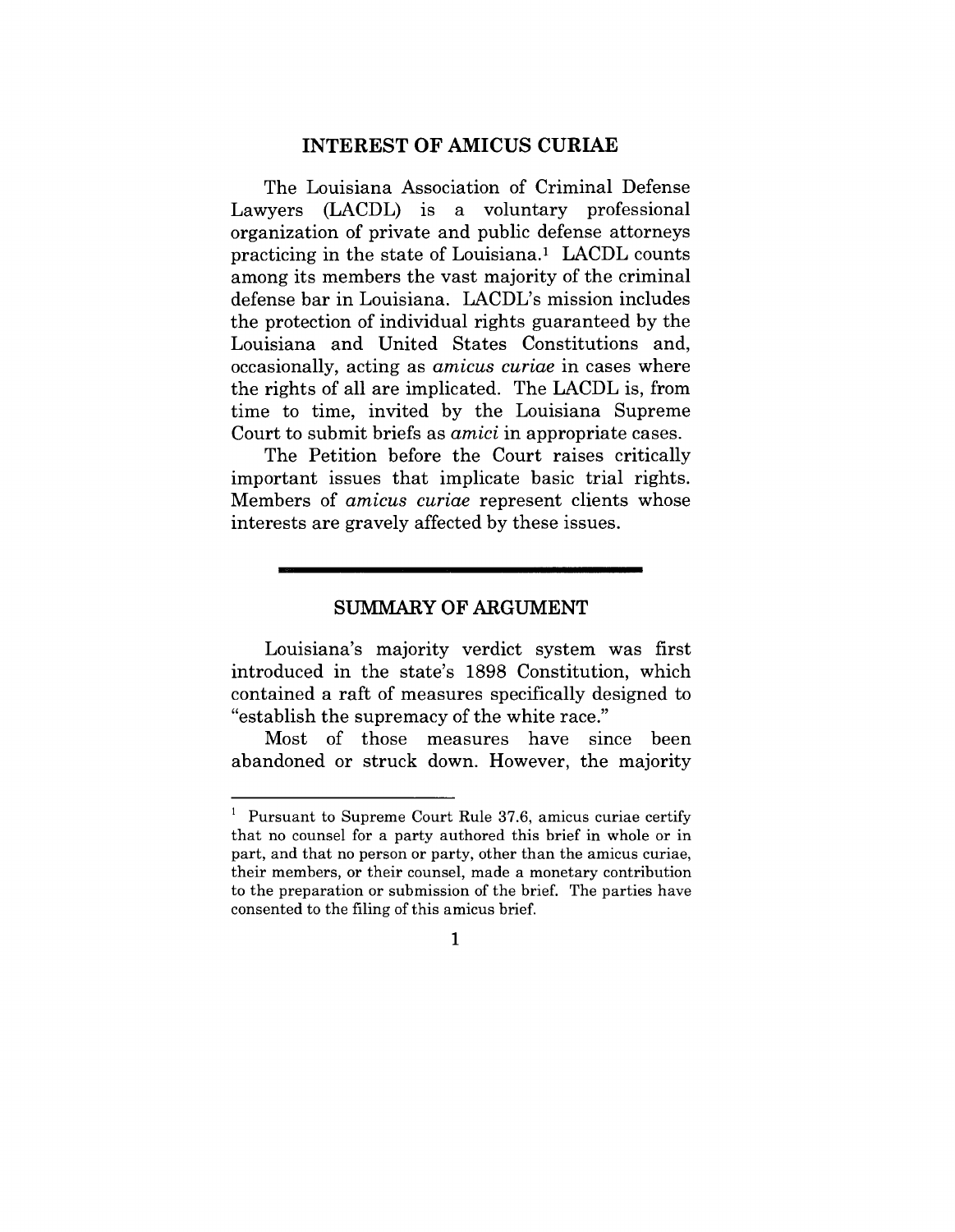## INTEREST OF AMICUS CURIAE

The Louisiana Association of Criminal Defense Lawyers (LACDL) is a voluntary professional organization of private and public defense attorneys practicing in the state of Louisiana.[1] LACDL counts among its members the vast majority of the criminal defense bar in Louisiana. LACDL's mission includes the protection of individual rights guaranteed by the Louisiana and United States Constitutions and, occasionally, acting as *amicus curiae* in cases where the rights of all are implicated. The LACDL is, from time to time, invited by the Louisiana Supreme Court to submit briefs as *amici* in appropriate cases.

The Petition before the Court raises critically important issues that implicate basic trial rights. Members of *amicus curiae* represent clients whose interests are gravely affected by these issues.

---

## SUMMARY OF ARGUMENT

Louisiana's majority verdict system was first introduced in the state's 1898 Constitution, which contained a raft of measures specifically designed to "establish the supremacy of the white race."

Most of those measures have since been abandoned or struck down. However, the majority

---

[1] Pursuant to Supreme Court Rule 37.6, amicus curiae certify that no counsel for a party authored this brief in whole or in part, and that no person or party, other than the amicus curiae, their members, or their counsel, made a monetary contribution to the preparation or submission of the brief. The parties have consented to the filing of this amicus brief.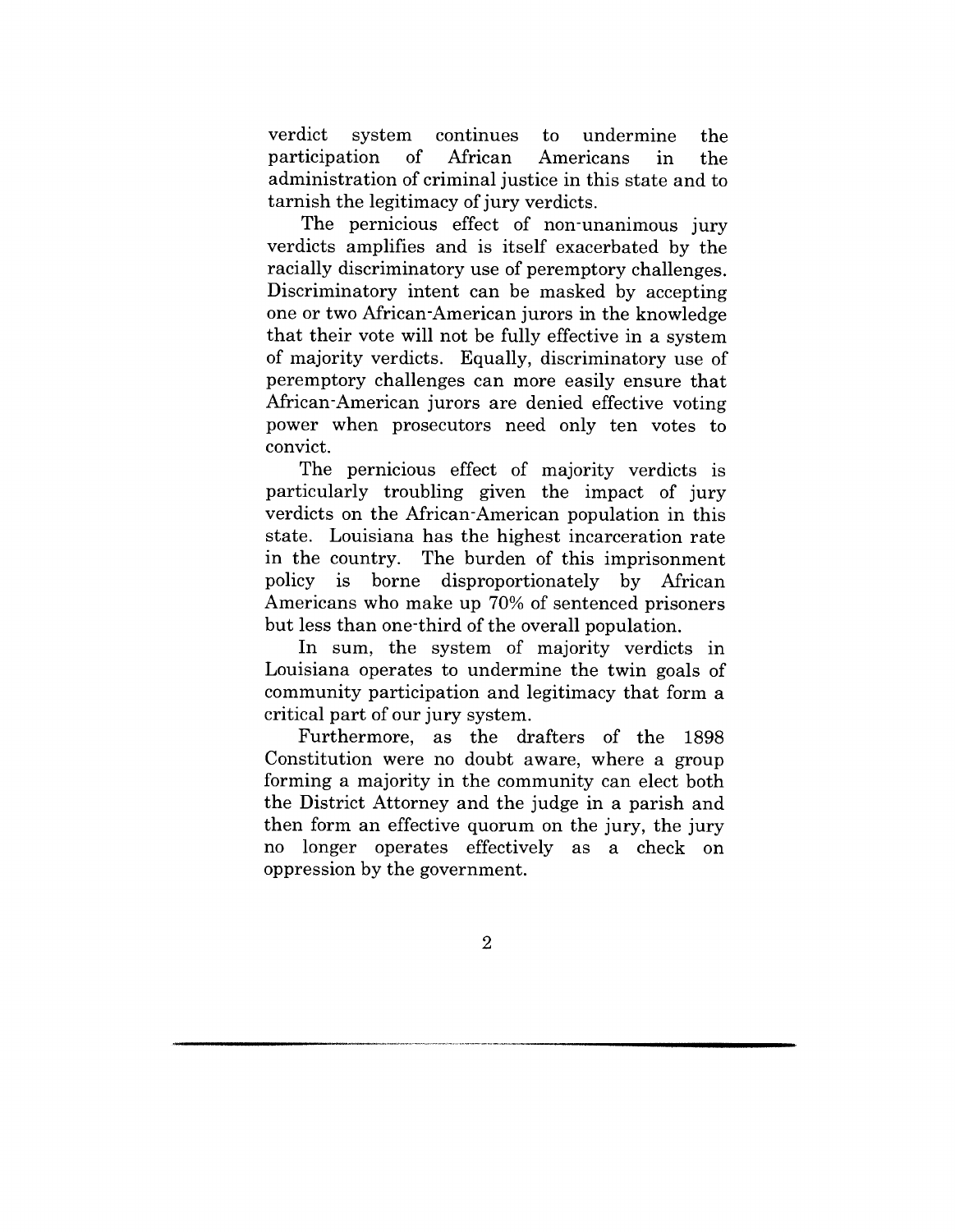verdict system continues to undermine the participation of African Americans in the administration of criminal justice in this state and to tarnish the legitimacy of jury verdicts.

The pernicious effect of non-unanimous jury verdicts amplifies and is itself exacerbated by the racially discriminatory use of peremptory challenges. Discriminatory intent can be masked by accepting one or two African-American jurors in the knowledge that their vote will not be fully effective in a system of majority verdicts. Equally, discriminatory use of peremptory challenges can more easily ensure that African-American jurors are denied effective voting power when prosecutors need only ten votes to convict.

The pernicious effect of majority verdicts is particularly troubling given the impact of jury verdicts on the African-American population in this state. Louisiana has the highest incarceration rate in the country. The burden of this imprisonment policy is borne disproportionately by African Americans who make up 70% of sentenced prisoners but less than one-third of the overall population.

In sum, the system of majority verdicts in Louisiana operates to undermine the twin goals of community participation and legitimacy that form a critical part of our jury system.

Furthermore, as the drafters of the 1898 Constitution were no doubt aware, where a group forming a majority in the community can elect both the District Attorney and the judge in a parish and then form an effective quorum on the jury, the jury no longer operates effectively as a check on oppression by the government.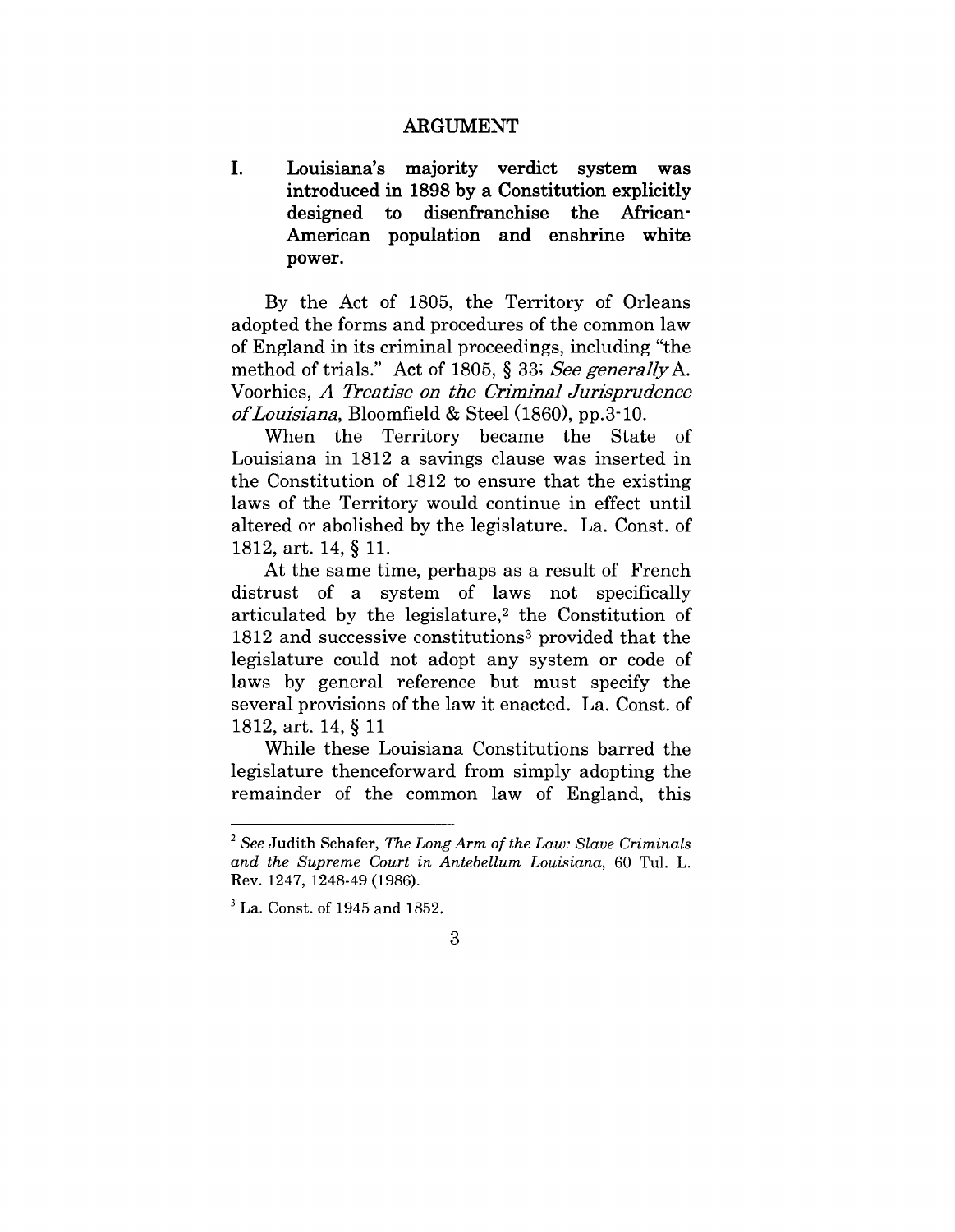## ARGUMENT

**I. Louisiana's majority verdict system was introduced in 1898 by a Constitution explicitly designed to disenfranchise the African-American population and enshrine white power.**

By the Act of 1805, the Territory of Orleans adopted the forms and procedures of the common law of England in its criminal proceedings, including "the method of trials." Act of 1805, § 33; *See generally* A. Voorhies, *A Treatise on the Criminal Jurisprudence of Louisiana*, Bloomfield & Steel (1860), pp.3-10.

When the Territory became the State of Louisiana in 1812 a savings clause was inserted in the Constitution of 1812 to ensure that the existing laws of the Territory would continue in effect until altered or abolished by the legislature. La. Const. of 1812, art. 14, § 11.

At the same time, perhaps as a result of French distrust of a system of laws not specifically articulated by the legislature,[2] the Constitution of 1812 and successive constitutions[3] provided that the legislature could not adopt any system or code of laws by general reference but must specify the several provisions of the law it enacted. La. Const. of 1812, art. 14, § 11

While these Louisiana Constitutions barred the legislature thenceforward from simply adopting the remainder of the common law of England, this

---

[2] *See* Judith Schafer, *The Long Arm of the Law: Slave Criminals and the Supreme Court in Antebellum Louisiana*, 60 Tul. L. Rev. 1247, 1248-49 (1986).

[3] La. Const. of 1945 and 1852.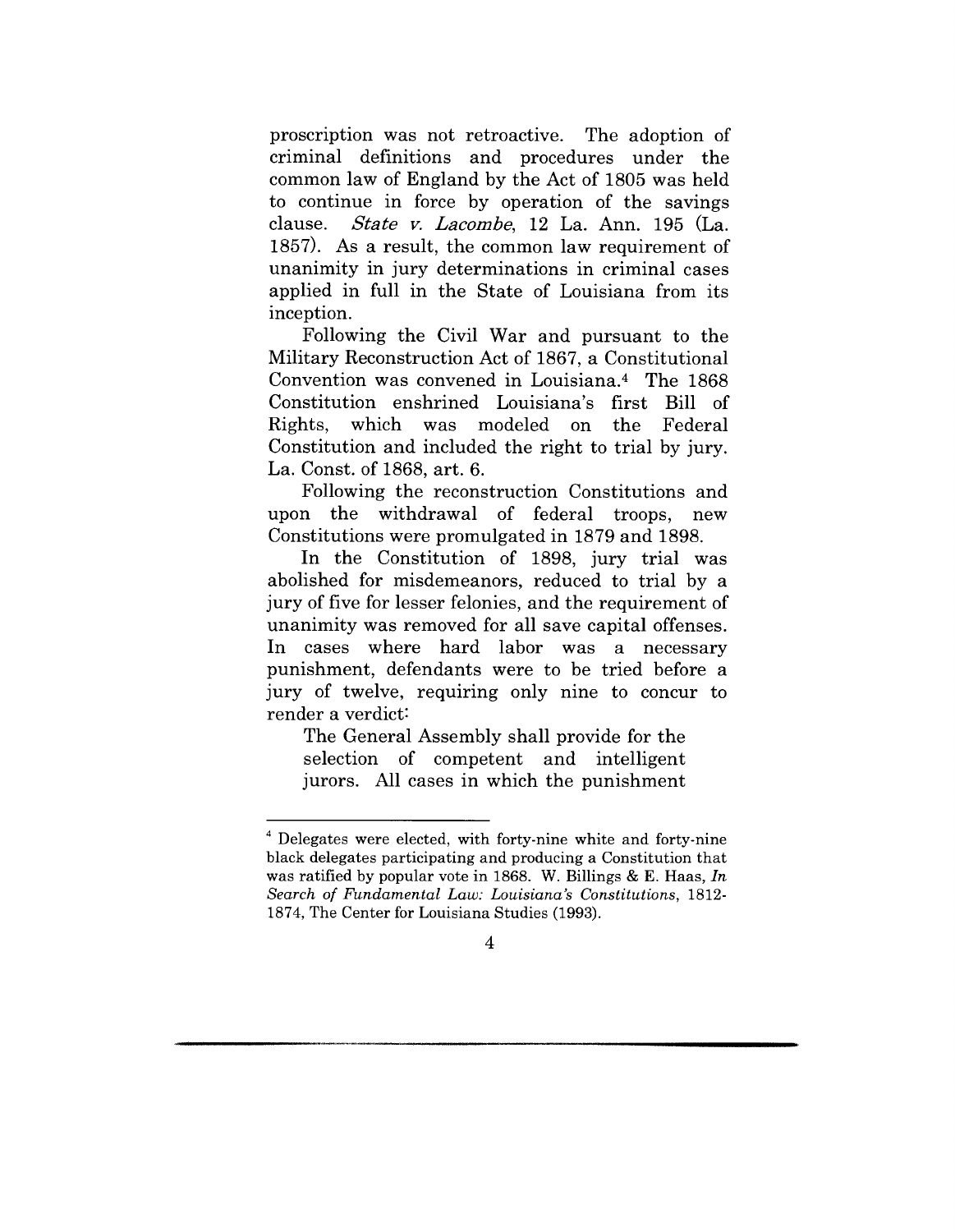proscription was not retroactive. The adoption of criminal definitions and procedures under the common law of England by the Act of 1805 was held to continue in force by operation of the savings clause. *State v. Lacombe*, 12 La. Ann. 195 (La. 1857). As a result, the common law requirement of unanimity in jury determinations in criminal cases applied in full in the State of Louisiana from its inception.

Following the Civil War and pursuant to the Military Reconstruction Act of 1867, a Constitutional Convention was convened in Louisiana.[4] The 1868 Constitution enshrined Louisiana's first Bill of Rights, which was modeled on the Federal Constitution and included the right to trial by jury. La. Const. of 1868, art. 6.

Following the reconstruction Constitutions and upon the withdrawal of federal troops, new Constitutions were promulgated in 1879 and 1898.

In the Constitution of 1898, jury trial was abolished for misdemeanors, reduced to trial by a jury of five for lesser felonies, and the requirement of unanimity was removed for all save capital offenses. In cases where hard labor was a necessary punishment, defendants were to be tried before a jury of twelve, requiring only nine to concur to render a verdict:

> The General Assembly shall provide for the selection of competent and intelligent jurors. All cases in which the punishment

---

[4] Delegates were elected, with forty-nine white and forty-nine black delegates participating and producing a Constitution that was ratified by popular vote in 1868. W. Billings & E. Haas, *In Search of Fundamental Law: Louisiana's Constitutions*, 1812-1874, The Center for Louisiana Studies (1993).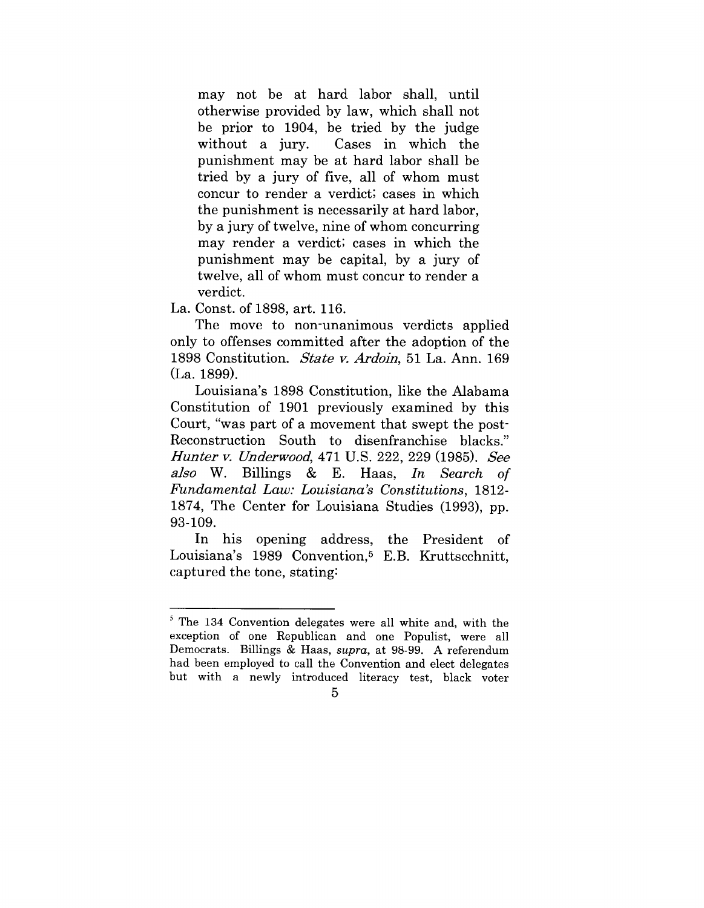> may not be at hard labor shall, until otherwise provided by law, which shall not be prior to 1904, be tried by the judge without a jury. Cases in which the punishment may be at hard labor shall be tried by a jury of five, all of whom must concur to render a verdict; cases in which the punishment is necessarily at hard labor, by a jury of twelve, nine of whom concurring may render a verdict; cases in which the punishment may be capital, by a jury of twelve, all of whom must concur to render a verdict.

La. Const. of 1898, art. 116.

The move to non-unanimous verdicts applied only to offenses committed after the adoption of the 1898 Constitution. *State v. Ardoin*, 51 La. Ann. 169 (La. 1899).

Louisiana's 1898 Constitution, like the Alabama Constitution of 1901 previously examined by this Court, "was part of a movement that swept the post-Reconstruction South to disenfranchise blacks." *Hunter v. Underwood*, 471 U.S. 222, 229 (1985). *See also* W. Billings & E. Haas, *In Search of Fundamental Law: Louisiana's Constitutions*, 1812-1874, The Center for Louisiana Studies (1993), pp. 93-109.

In his opening address, the President of Louisiana's 1989 Convention,[5] E.B. Kruttscchnitt, captured the tone, stating:

---

[5] The 134 Convention delegates were all white and, with the exception of one Republican and one Populist, were all Democrats. Billings & Haas, *supra*, at 98-99. A referendum had been employed to call the Convention and elect delegates but with a newly introduced literacy test, black voter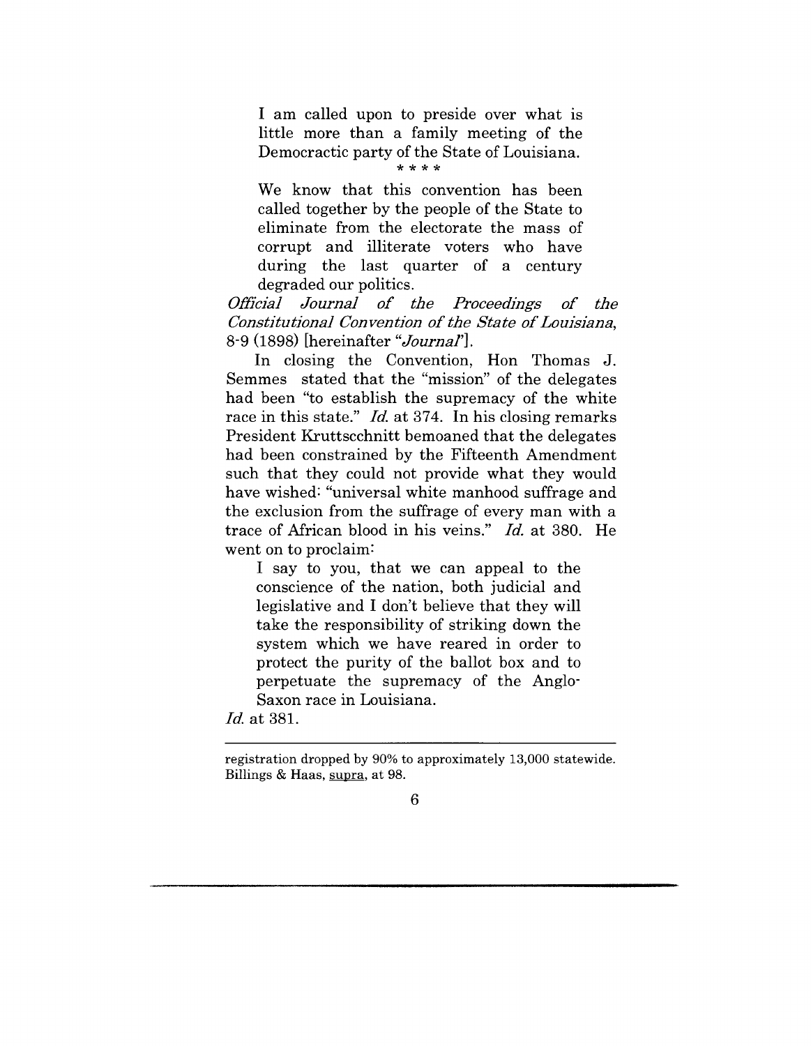> I am called upon to preside over what is little more than a family meeting of the Democractic party of the State of Louisiana.
>
> \* \* \* \*
>
> We know that this convention has been called together by the people of the State to eliminate from the electorate the mass of corrupt and illiterate voters who have during the last quarter of a century degraded our politics.

*Official Journal of the Proceedings of the Constitutional Convention of the State of Louisiana*, 8-9 (1898) [hereinafter "*Journal*"].

In closing the Convention, Hon Thomas J. Semmes stated that the "mission" of the delegates had been "to establish the supremacy of the white race in this state." *Id.* at 374. In his closing remarks President Kruttscchnitt bemoaned that the delegates had been constrained by the Fifteenth Amendment such that they could not provide what they would have wished: "universal white manhood suffrage and the exclusion from the suffrage of every man with a trace of African blood in his veins." *Id.* at 380. He went on to proclaim:

> I say to you, that we can appeal to the conscience of the nation, both judicial and legislative and I don't believe that they will take the responsibility of striking down the system which we have reared in order to protect the purity of the ballot box and to perpetuate the supremacy of the Anglo-Saxon race in Louisiana.

*Id.* at 381.

---

registration dropped by 90% to approximately 13,000 statewide. Billings & Haas, supra, at 98.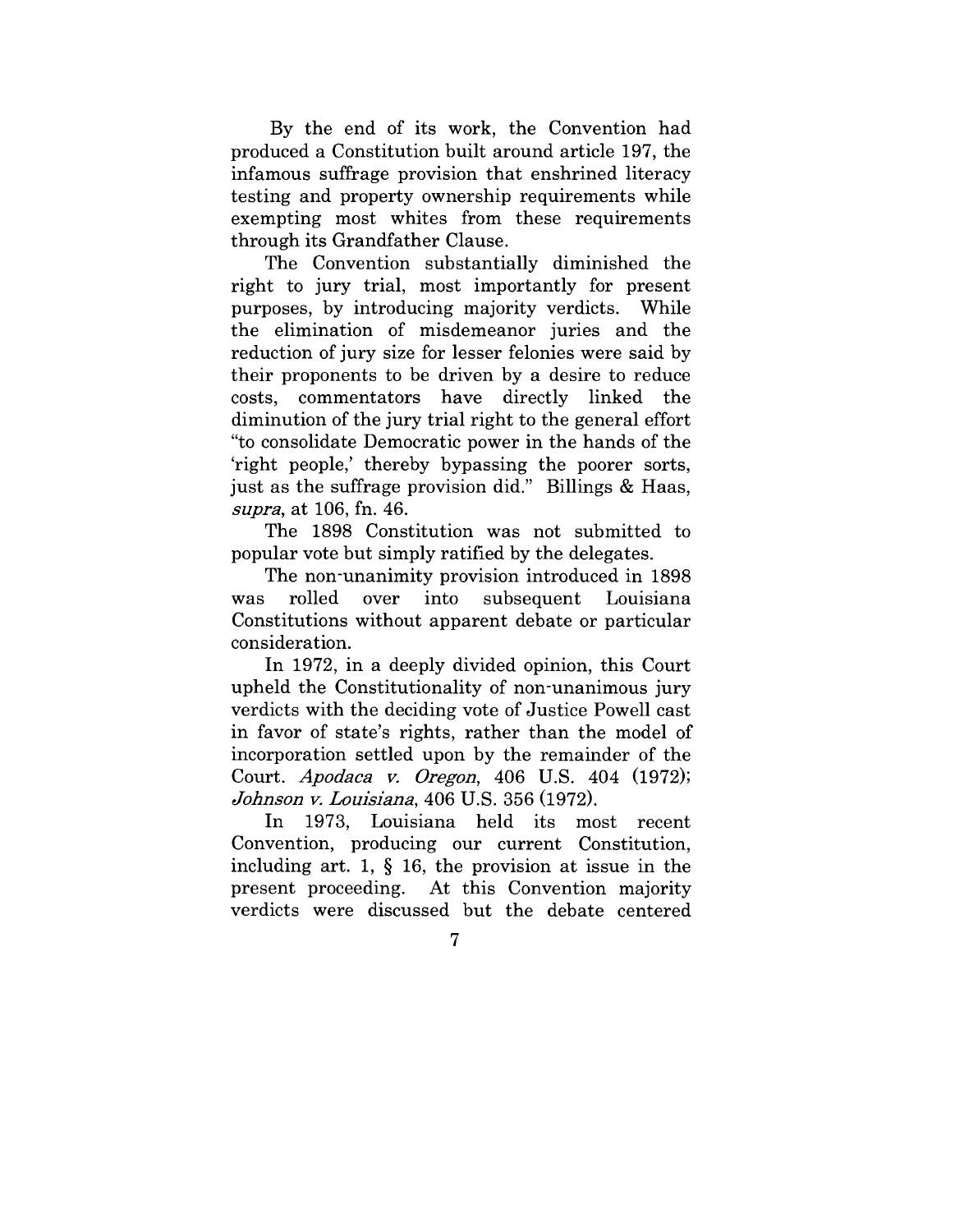By the end of its work, the Convention had produced a Constitution built around article 197, the infamous suffrage provision that enshrined literacy testing and property ownership requirements while exempting most whites from these requirements through its Grandfather Clause.

The Convention substantially diminished the right to jury trial, most importantly for present purposes, by introducing majority verdicts. While the elimination of misdemeanor juries and the reduction of jury size for lesser felonies were said by their proponents to be driven by a desire to reduce costs, commentators have directly linked the diminution of the jury trial right to the general effort "to consolidate Democratic power in the hands of the 'right people,' thereby bypassing the poorer sorts, just as the suffrage provision did." Billings & Haas, *supra*, at 106, fn. 46.

The 1898 Constitution was not submitted to popular vote but simply ratified by the delegates.

The non-unanimity provision introduced in 1898 was rolled over into subsequent Louisiana Constitutions without apparent debate or particular consideration.

In 1972, in a deeply divided opinion, this Court upheld the Constitutionality of non-unanimous jury verdicts with the deciding vote of Justice Powell cast in favor of state's rights, rather than the model of incorporation settled upon by the remainder of the Court. *Apodaca v. Oregon*, 406 U.S. 404 (1972); *Johnson v. Louisiana*, 406 U.S. 356 (1972).

In 1973, Louisiana held its most recent Convention, producing our current Constitution, including art. 1, § 16, the provision at issue in the present proceeding. At this Convention majority verdicts were discussed but the debate centered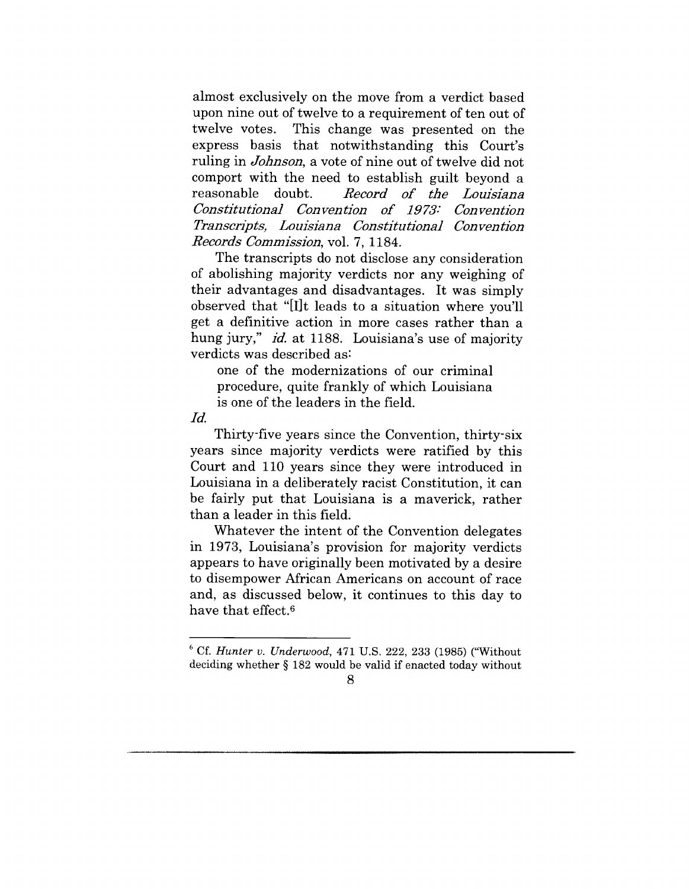almost exclusively on the move from a verdict based upon nine out of twelve to a requirement of ten out of twelve votes. This change was presented on the express basis that notwithstanding this Court's ruling in *Johnson*, a vote of nine out of twelve did not comport with the need to establish guilt beyond a reasonable doubt. *Record of the Louisiana Constitutional Convention of 1973: Convention Transcripts, Louisiana Constitutional Convention Records Commission*, vol. 7, 1184.

The transcripts do not disclose any consideration of abolishing majority verdicts nor any weighing of their advantages and disadvantages. It was simply observed that "[I]t leads to a situation where you'll get a definitive action in more cases rather than a hung jury," *id.* at 1188. Louisiana's use of majority verdicts was described as:

> one of the modernizations of our criminal procedure, quite frankly of which Louisiana is one of the leaders in the field.

*Id.*

Thirty-five years since the Convention, thirty-six years since majority verdicts were ratified by this Court and 110 years since they were introduced in Louisiana in a deliberately racist Constitution, it can be fairly put that Louisiana is a maverick, rather than a leader in this field.

Whatever the intent of the Convention delegates in 1973, Louisiana's provision for majority verdicts appears to have originally been motivated by a desire to disempower African Americans on account of race and, as discussed below, it continues to this day to have that effect.[6]

---

[6] Cf. *Hunter v. Underwood*, 471 U.S. 222, 233 (1985) ("Without deciding whether § 182 would be valid if enacted today without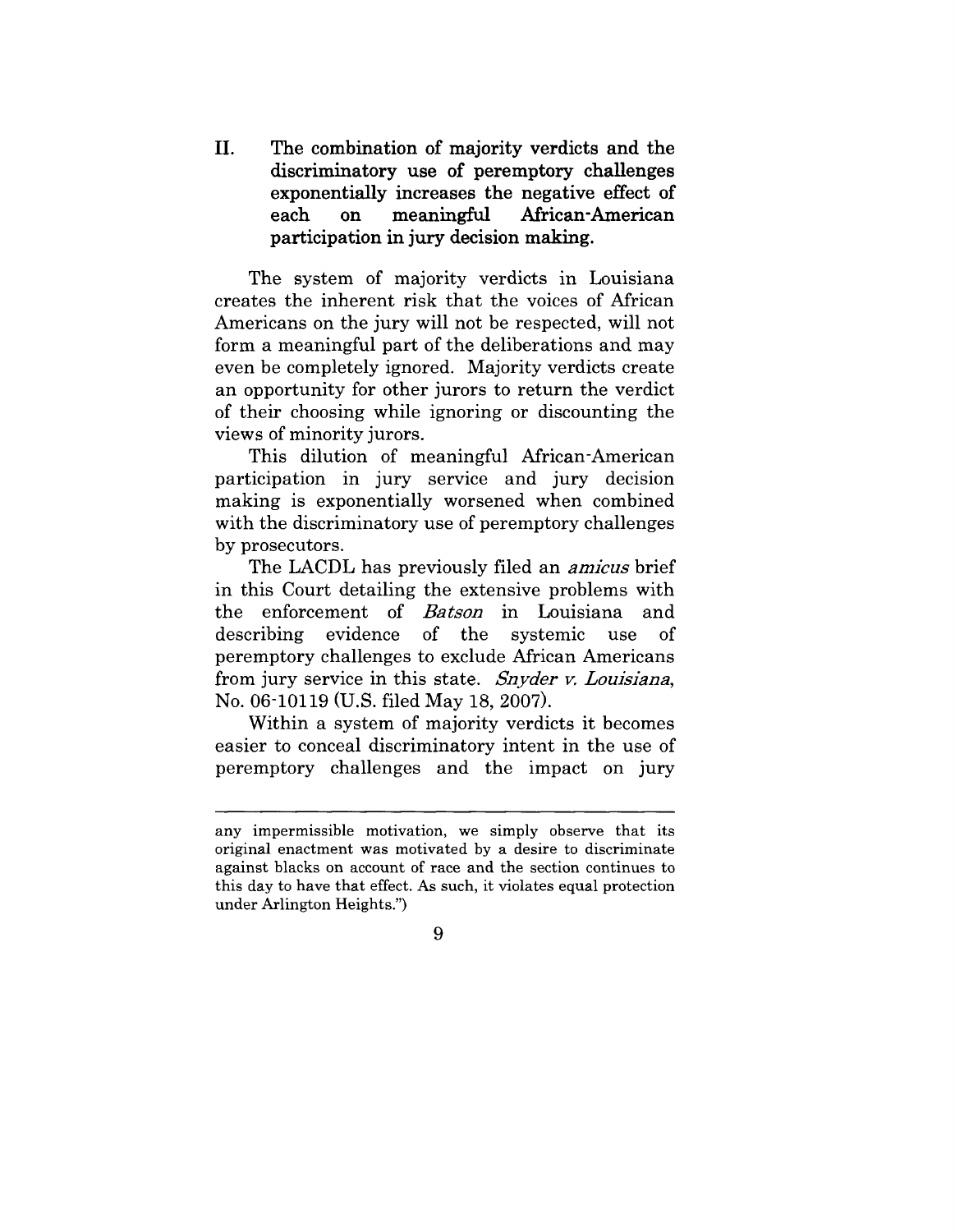## II. The combination of majority verdicts and the discriminatory use of peremptory challenges exponentially increases the negative effect of each on meaningful African-American participation in jury decision making.

The system of majority verdicts in Louisiana creates the inherent risk that the voices of African Americans on the jury will not be respected, will not form a meaningful part of the deliberations and may even be completely ignored. Majority verdicts create an opportunity for other jurors to return the verdict of their choosing while ignoring or discounting the views of minority jurors.

This dilution of meaningful African-American participation in jury service and jury decision making is exponentially worsened when combined with the discriminatory use of peremptory challenges by prosecutors.

The LACDL has previously filed an *amicus* brief in this Court detailing the extensive problems with the enforcement of *Batson* in Louisiana and describing evidence of the systemic use of peremptory challenges to exclude African Americans from jury service in this state. *Snyder v. Louisiana*, No. 06-10119 (U.S. filed May 18, 2007).

Within a system of majority verdicts it becomes easier to conceal discriminatory intent in the use of peremptory challenges and the impact on jury

---

any impermissible motivation, we simply observe that its original enactment was motivated by a desire to discriminate against blacks on account of race and the section continues to this day to have that effect. As such, it violates equal protection under Arlington Heights.")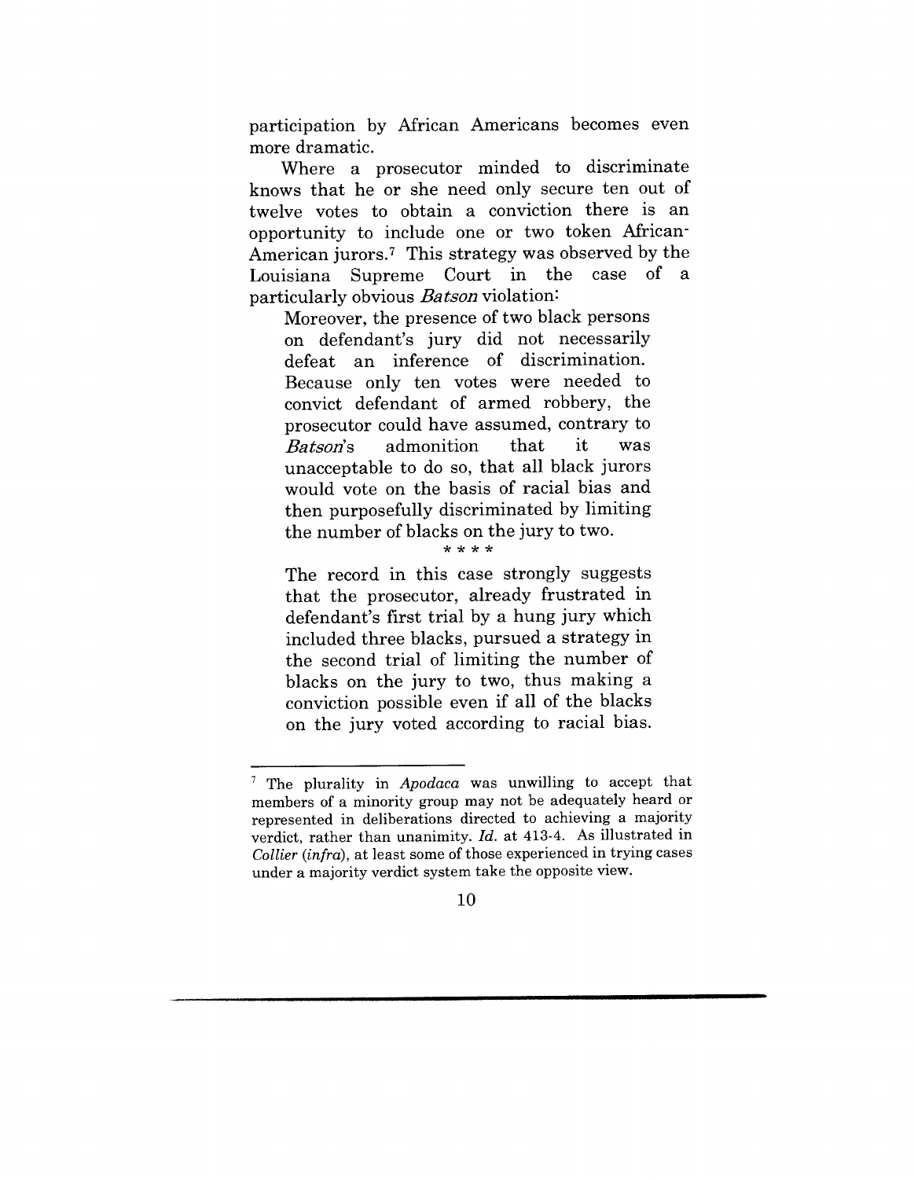participation by African Americans becomes even more dramatic.

Where a prosecutor minded to discriminate knows that he or she need only secure ten out of twelve votes to obtain a conviction there is an opportunity to include one or two token African-American jurors.[7] This strategy was observed by the Louisiana Supreme Court in the case of a particularly obvious *Batson* violation:

> Moreover, the presence of two black persons on defendant's jury did not necessarily defeat an inference of discrimination. Because only ten votes were needed to convict defendant of armed robbery, the prosecutor could have assumed, contrary to *Batson*'s admonition that it was unacceptable to do so, that all black jurors would vote on the basis of racial bias and then purposefully discriminated by limiting the number of blacks on the jury to two.
>
> \* \* \* \*
>
> The record in this case strongly suggests that the prosecutor, already frustrated in defendant's first trial by a hung jury which included three blacks, pursued a strategy in the second trial of limiting the number of blacks on the jury to two, thus making a conviction possible even if all of the blacks on the jury voted according to racial bias.

---

[7] The plurality in *Apodaca* was unwilling to accept that members of a minority group may not be adequately heard or represented in deliberations directed to achieving a majority verdict, rather than unanimity. *Id.* at 413-4. As illustrated in *Collier* (*infra*), at least some of those experienced in trying cases under a majority verdict system take the opposite view.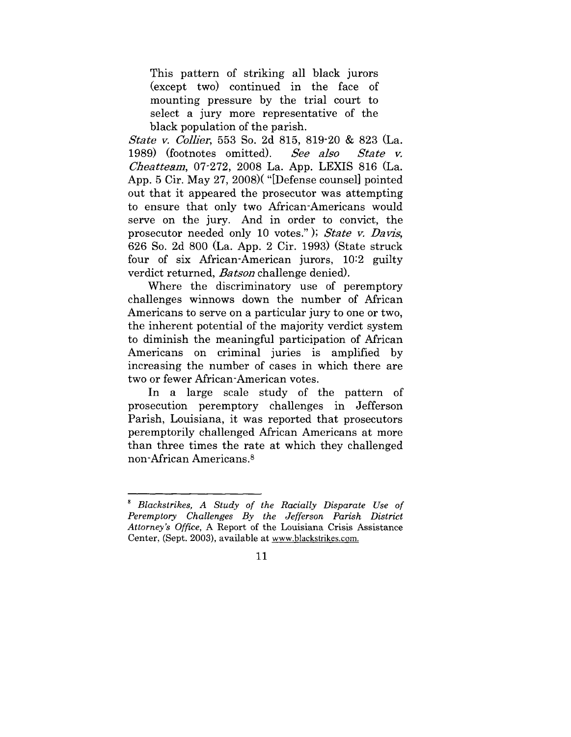> This pattern of striking all black jurors (except two) continued in the face of mounting pressure by the trial court to select a jury more representative of the black population of the parish.

*State v. Collier*, 553 So. 2d 815, 819-20 & 823 (La. 1989) (footnotes omitted). *See also State v. Cheatteam*, 07-272, 2008 La. App. LEXIS 816 (La. App. 5 Cir. May 27, 2008)( "[Defense counsel] pointed out that it appeared the prosecutor was attempting to ensure that only two African-Americans would serve on the jury. And in order to convict, the prosecutor needed only 10 votes." ); *State v. Davis*, 626 So. 2d 800 (La. App. 2 Cir. 1993) (State struck four of six African-American jurors, 10:2 guilty verdict returned, *Batson* challenge denied).

Where the discriminatory use of peremptory challenges winnows down the number of African Americans to serve on a particular jury to one or two, the inherent potential of the majority verdict system to diminish the meaningful participation of African Americans on criminal juries is amplified by increasing the number of cases in which there are two or fewer African-American votes.

In a large scale study of the pattern of prosecution peremptory challenges in Jefferson Parish, Louisiana, it was reported that prosecutors peremptorily challenged African Americans at more than three times the rate at which they challenged non-African Americans.[8]

---

[8] *Blackstrikes, A Study of the Racially Disparate Use of Peremptory Challenges By the Jefferson Parish District Attorney's Office*, A Report of the Louisiana Crisis Assistance Center, (Sept. 2003), available at www.blackstrikes.com.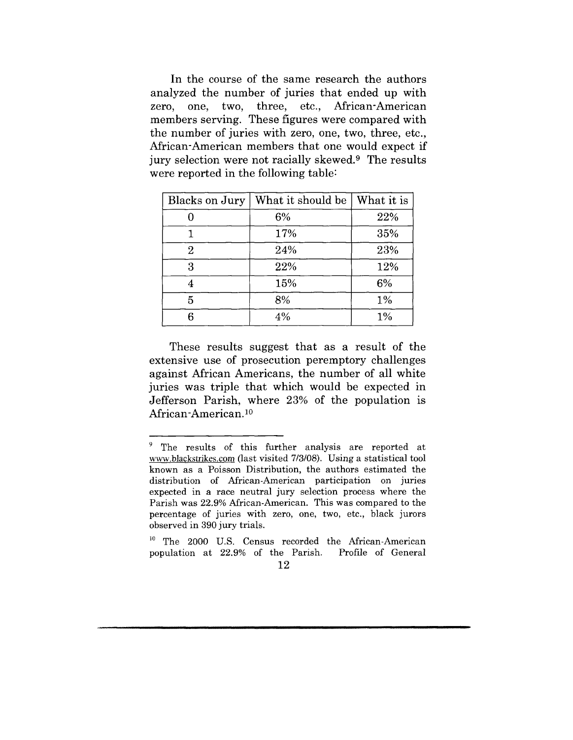In the course of the same research the authors analyzed the number of juries that ended up with zero, one, two, three, etc., African-American members serving. These figures were compared with the number of juries with zero, one, two, three, etc., African-American members that one would expect if jury selection were not racially skewed.[9] The results were reported in the following table:

| Blacks on Jury | What it should be | What it is |
|---|---|---|
| 0 | 6% | 22% |
| 1 | 17% | 35% |
| 2 | 24% | 23% |
| 3 | 22% | 12% |
| 4 | 15% | 6% |
| 5 | 8% | 1% |
| 6 | 4% | 1% |

These results suggest that as a result of the extensive use of prosecution peremptory challenges against African Americans, the number of all white juries was triple that which would be expected in Jefferson Parish, where 23% of the population is African-American.[10]

---

[9] The results of this further analysis are reported at www.blackstrikes.com (last visited 7/3/08). Using a statistical tool known as a Poisson Distribution, the authors estimated the distribution of African-American participation on juries expected in a race neutral jury selection process where the Parish was 22.9% African-American. This was compared to the percentage of juries with zero, one, two, etc., black jurors observed in 390 jury trials.

[10] The 2000 U.S. Census recorded the African-American population at 22.9% of the Parish. Profile of General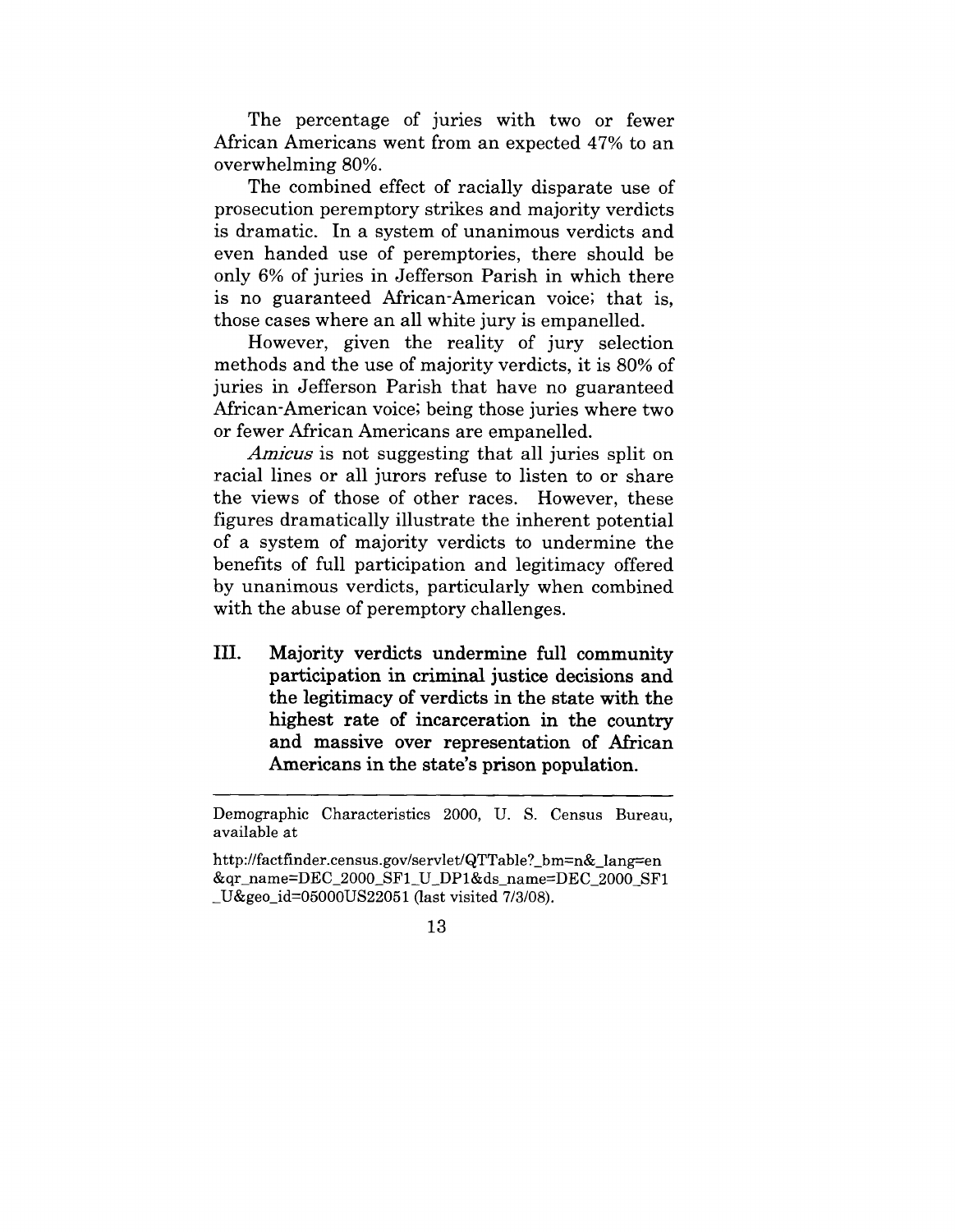The percentage of juries with two or fewer African Americans went from an expected 47% to an overwhelming 80%.

The combined effect of racially disparate use of prosecution peremptory strikes and majority verdicts is dramatic. In a system of unanimous verdicts and even handed use of peremptories, there should be only 6% of juries in Jefferson Parish in which there is no guaranteed African-American voice; that is, those cases where an all white jury is empanelled.

However, given the reality of jury selection methods and the use of majority verdicts, it is 80% of juries in Jefferson Parish that have no guaranteed African-American voice; being those juries where two or fewer African Americans are empanelled.

*Amicus* is not suggesting that all juries split on racial lines or all jurors refuse to listen to or share the views of those of other races. However, these figures dramatically illustrate the inherent potential of a system of majority verdicts to undermine the benefits of full participation and legitimacy offered by unanimous verdicts, particularly when combined with the abuse of peremptory challenges.

## III. Majority verdicts undermine full community participation in criminal justice decisions and the legitimacy of verdicts in the state with the highest rate of incarceration in the country and massive over representation of African Americans in the state's prison population.

---

Demographic Characteristics 2000, U. S. Census Bureau, available at

http://factfinder.census.gov/servlet/QTTable?_bm=n&_lang=en &qr_name=DEC_2000_SF1_U_DP1&ds_name=DEC_2000_SF1 _U&geo_id=05000US22051 (last visited 7/3/08).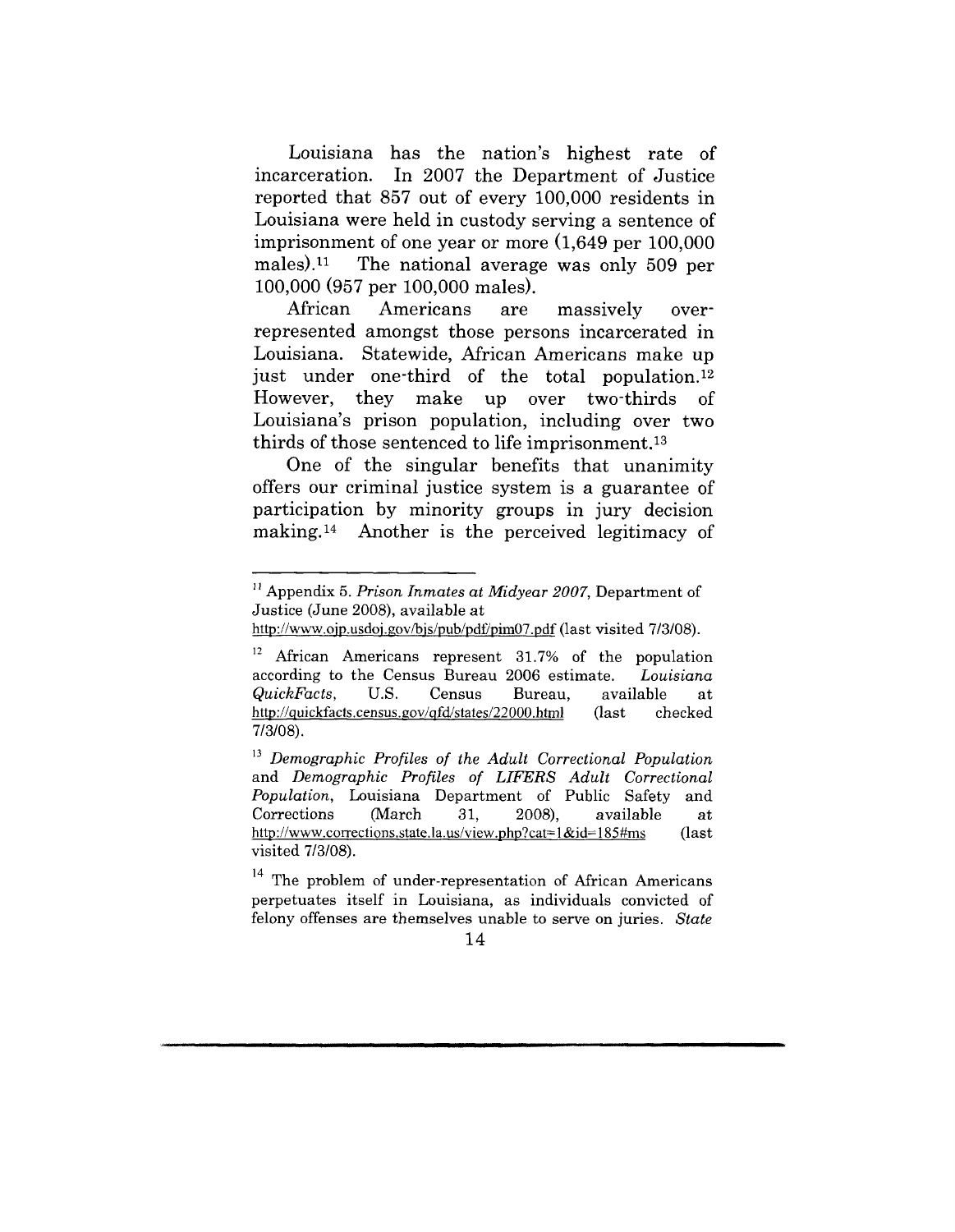Louisiana has the nation's highest rate of incarceration. In 2007 the Department of Justice reported that 857 out of every 100,000 residents in Louisiana were held in custody serving a sentence of imprisonment of one year or more (1,649 per 100,000 males).[11] The national average was only 509 per 100,000 (957 per 100,000 males).

African Americans are massively over-represented amongst those persons incarcerated in Louisiana. Statewide, African Americans make up just under one-third of the total population.[12] However, they make up over two-thirds of Louisiana's prison population, including over two thirds of those sentenced to life imprisonment.[13]

One of the singular benefits that unanimity offers our criminal justice system is a guarantee of participation by minority groups in jury decision making.[14] Another is the perceived legitimacy of

---

[11] Appendix 5. *Prison Inmates at Midyear 2007*, Department of Justice (June 2008), available at http://www.ojp.usdoj.gov/bjs/pub/pdf/pim07.pdf (last visited 7/3/08).

[12] African Americans represent 31.7% of the population according to the Census Bureau 2006 estimate. *Louisiana QuickFacts*, U.S. Census Bureau, available at http://quickfacts.census.gov/qfd/states/22000.html (last checked 7/3/08).

[13] *Demographic Profiles of the Adult Correctional Population* and *Demographic Profiles of LIFERS Adult Correctional Population*, Louisiana Department of Public Safety and Corrections (March 31, 2008), available at http://www.corrections.state.la.us/view.php?cat=1&id=185#ms (last visited 7/3/08).

[14] The problem of under-representation of African Americans perpetuates itself in Louisiana, as individuals convicted of felony offenses are themselves unable to serve on juries. *State*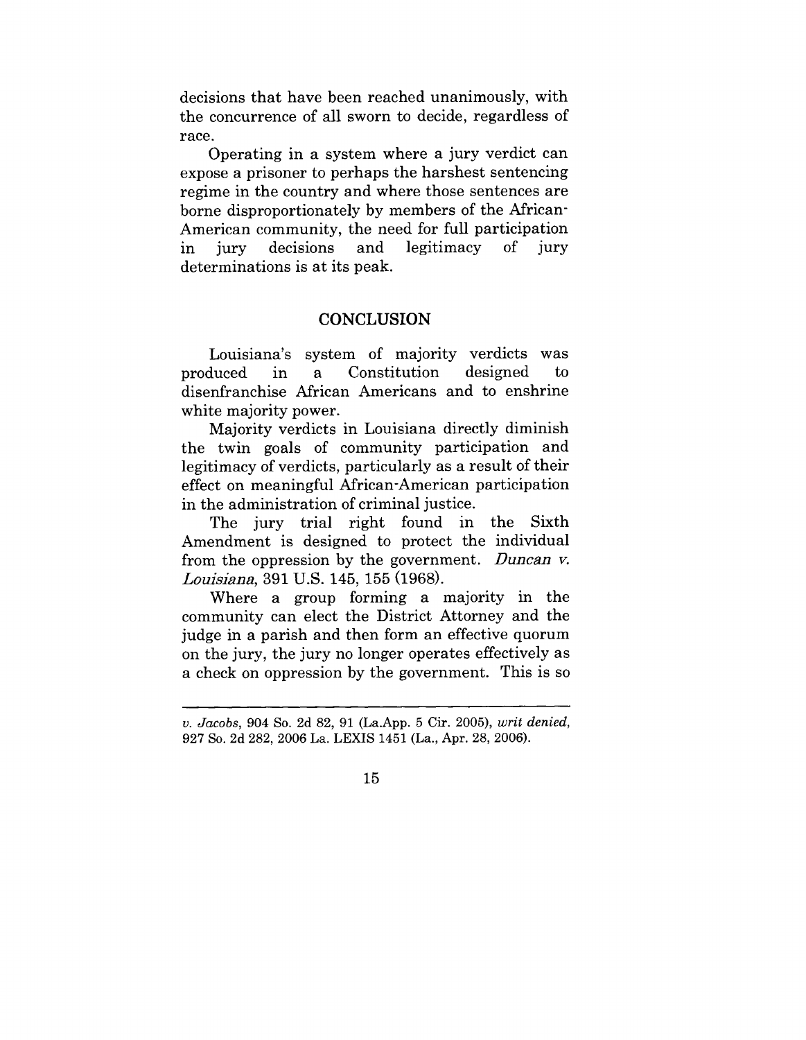decisions that have been reached unanimously, with the concurrence of all sworn to decide, regardless of race.

Operating in a system where a jury verdict can expose a prisoner to perhaps the harshest sentencing regime in the country and where those sentences are borne disproportionately by members of the African-American community, the need for full participation in jury decisions and legitimacy of jury determinations is at its peak.

## CONCLUSION

Louisiana's system of majority verdicts was produced in a Constitution designed to disenfranchise African Americans and to enshrine white majority power.

Majority verdicts in Louisiana directly diminish the twin goals of community participation and legitimacy of verdicts, particularly as a result of their effect on meaningful African-American participation in the administration of criminal justice.

The jury trial right found in the Sixth Amendment is designed to protect the individual from the oppression by the government. *Duncan v. Louisiana*, 391 U.S. 145, 155 (1968).

Where a group forming a majority in the community can elect the District Attorney and the judge in a parish and then form an effective quorum on the jury, the jury no longer operates effectively as a check on oppression by the government. This is so

---

*v. Jacobs*, 904 So. 2d 82, 91 (La.App. 5 Cir. 2005), *writ denied*, 927 So. 2d 282, 2006 La. LEXIS 1451 (La., Apr. 28, 2006).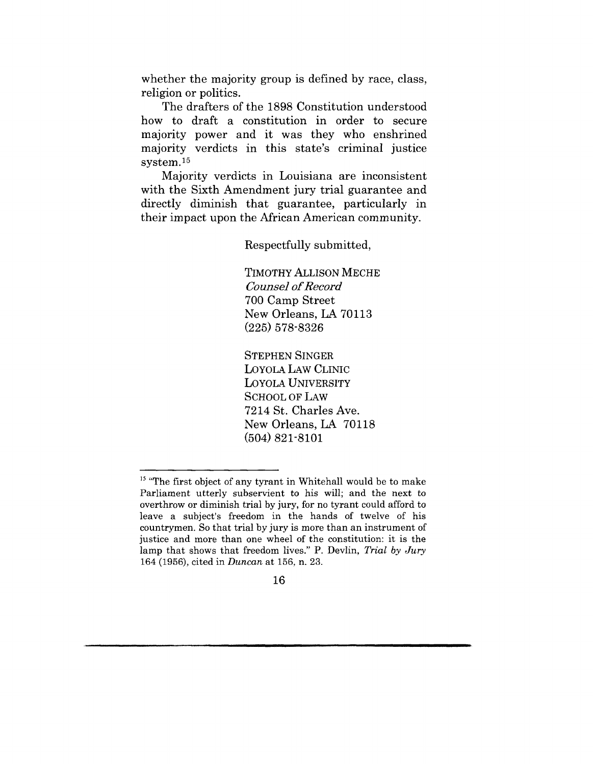whether the majority group is defined by race, class, religion or politics.

The drafters of the 1898 Constitution understood how to draft a constitution in order to secure majority power and it was they who enshrined majority verdicts in this state's criminal justice system.[15]

Majority verdicts in Louisiana are inconsistent with the Sixth Amendment jury trial guarantee and directly diminish that guarantee, particularly in their impact upon the African American community.

Respectfully submitted,

TIMOTHY ALLISON MECHE
*Counsel of Record*
700 Camp Street
New Orleans, LA 70113
(225) 578-8326

STEPHEN SINGER
LOYOLA LAW CLINIC
LOYOLA UNIVERSITY
SCHOOL OF LAW
7214 St. Charles Ave.
New Orleans, LA 70118
(504) 821-8101

---

[15] "The first object of any tyrant in Whitehall would be to make Parliament utterly subservient to his will; and the next to overthrow or diminish trial by jury, for no tyrant could afford to leave a subject's freedom in the hands of twelve of his countrymen. So that trial by jury is more than an instrument of justice and more than one wheel of the constitution: it is the lamp that shows that freedom lives." P. Devlin, *Trial by Jury* 164 (1956), cited in *Duncan* at 156, n. 23.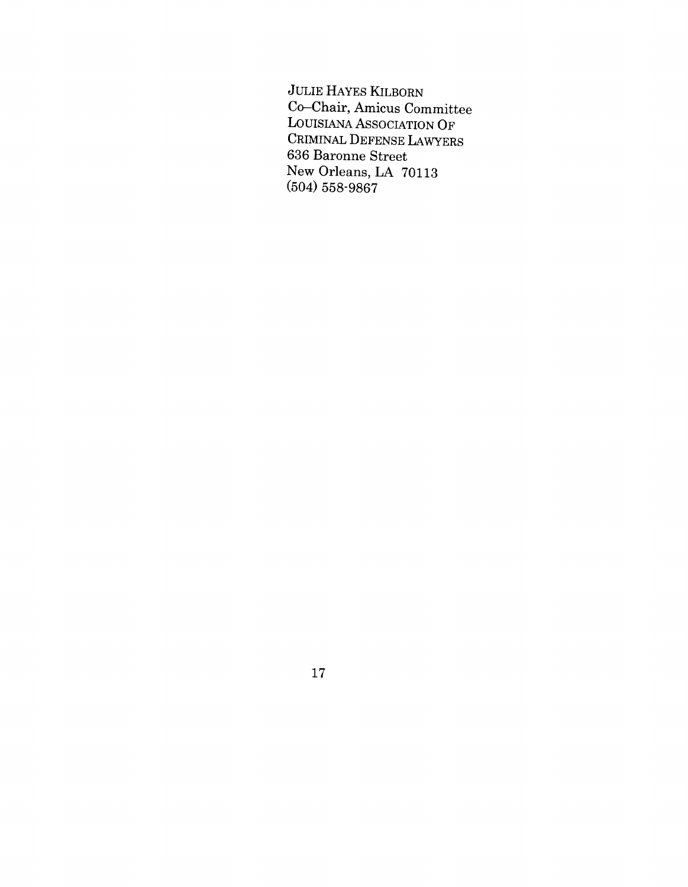JULIE HAYES KILBORN
Co–Chair, Amicus Committee
LOUISIANA ASSOCIATION OF
CRIMINAL DEFENSE LAWYERS
636 Baronne Street
New Orleans, LA 70113
(504) 558-9867